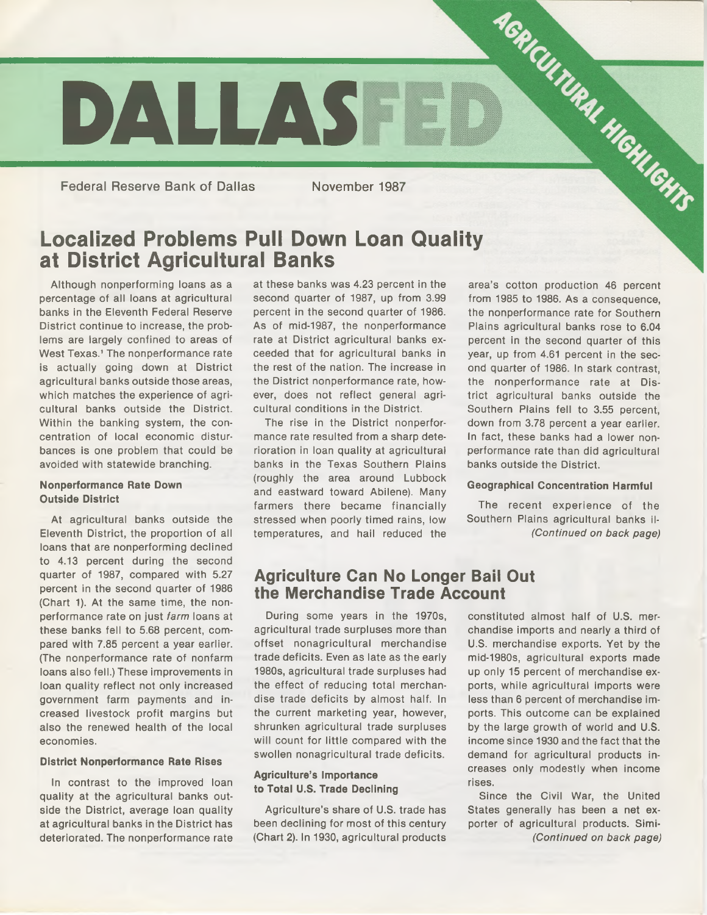# DALLASFED

AGRICULTURAL HIGHLIGHTS

Federal Reserve Bank of Dallas November 1987

## Localized Problems Pull Down Loan Quality at District Agricultural Banks

Although nonperforming loans as a percentage of all loans at agricultural banks in the Eleventh Federal Reserve District continue to increase, the problems are largely confined to areas of West Texas.[1] The nonperformance rate is actually going down at District agricultural banks outside those areas, which matches the experience of agricultural banks outside the District. Within the banking system, the concentration of local economic disturbances is one problem that could be avoided with statewide branching.

### Nonperformance Rate Down Outside District

At agricultural banks outside the Eleventh District, the proportion of all loans that are nonperforming declined to 4.13 percent during the second quarter of 1987, compared with 5.27 percent in the second quarter of 1986 (Chart 1). At the same time, the nonperformance rate on just *farm* loans at these banks fell to 5.68 percent, compared with 7.85 percent a year earlier. (The nonperformance rate of nonfarm loans also fell.) These improvements in loan quality reflect not only increased government farm payments and increased livestock profit margins but also the renewed health of the local economies.

### District Nonperformance Rate Rises

In contrast to the improved loan quality at the agricultural banks outside the District, average loan quality at agricultural banks in the District has deteriorated. The nonperformance rate at these banks was 4.23 percent in the second quarter of 1987, up from 3.99 percent in the second quarter of 1986. As of mid-1987, the nonperformance rate at District agricultural banks exceeded that for agricultural banks in the rest of the nation. The increase in the District nonperformance rate, however, does not reflect general agricultural conditions in the District.

The rise in the District nonperformance rate resulted from a sharp deterioration in loan quality at agricultural banks in the Texas Southern Plains (roughly the area around Lubbock and eastward toward Abilene). Many farmers there became financially stressed when poorly timed rains, low temperatures, and hail reduced the area's cotton production 46 percent from 1985 to 1986. As a consequence, the nonperformance rate for Southern Plains agricultural banks rose to 6.04 percent in the second quarter of this year, up from 4.61 percent in the second quarter of 1986. In stark contrast, the nonperformance rate at District agricultural banks outside the Southern Plains fell to 3.55 percent, down from 3.78 percent a year earlier. In fact, these banks had a lower nonperformance rate than did agricultural banks outside the District.

### Geographical Concentration Harmful

The recent experience of the Southern Plains agricultural banks il-

*(Continued on back page)*

## Agriculture Can No Longer Bail Out the Merchandise Trade Account

During some years in the 1970s, agricultural trade surpluses more than offset nonagricultural merchandise trade deficits. Even as late as the early 1980s, agricultural trade surpluses had the effect of reducing total merchandise trade deficits by almost half. In the current marketing year, however, shrunken agricultural trade surpluses will count for little compared with the swollen nonagricultural trade deficits.

### Agriculture's Importance to Total U.S. Trade Declining

Agriculture's share of U.S. trade has been declining for most of this century (Chart 2). In 1930, agricultural products constituted almost half of U.S. merchandise imports and nearly a third of U.S. merchandise exports. Yet by the mid-1980s, agricultural exports made up only 15 percent of merchandise exports, while agricultural imports were less than 6 percent of merchandise imports. This outcome can be explained by the large growth of world and U.S. income since 1930 and the fact that the demand for agricultural products increases only modestly when income rises.

Since the Civil War, the United States generally has been a net exporter of agricultural products. Simi-

*(Continued on back page)*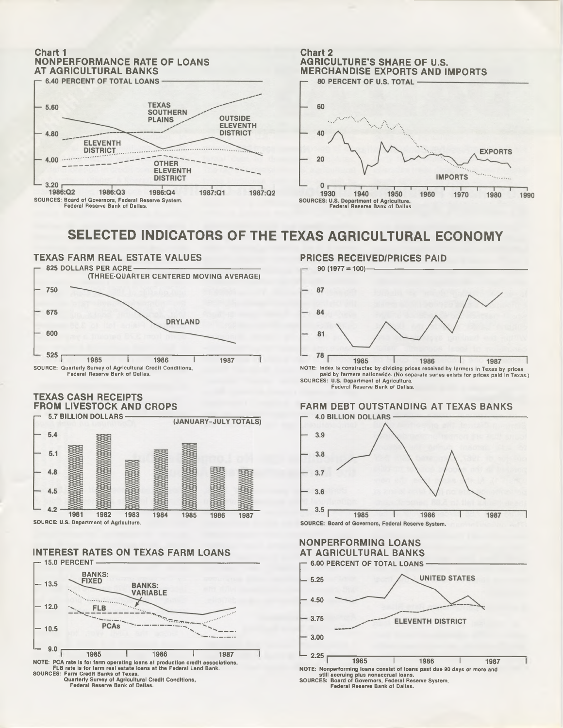**Chart 1**
**NONPERFORMANCE RATE OF LOANS AT AGRICULTURAL BANKS**

6.40 PERCENT OF TOTAL LOANS

5.60, 4.80, 4.00, 3.20

TEXAS SOUTHERN PLAINS — OUTSIDE ELEVENTH DISTRICT — ELEVENTH DISTRICT — OTHER ELEVENTH DISTRICT

1986:Q2 — 1986:Q3 — 1986:Q4 — 1987:Q1 — 1987:Q2

SOURCES: Board of Governors, Federal Reserve System. Federal Reserve Bank of Dallas.

**Chart 2**
**AGRICULTURE'S SHARE OF U.S. MERCHANDISE EXPORTS AND IMPORTS**

80 PERCENT OF U.S. TOTAL

60, 40, 20, 0

EXPORTS — IMPORTS

1930 — 1940 — 1950 — 1960 — 1970 — 1980 — 1990

SOURCES: U.S. Department of Agriculture. Federal Reserve Bank of Dallas.

# SELECTED INDICATORS OF THE TEXAS AGRICULTURAL ECONOMY

**TEXAS FARM REAL ESTATE VALUES**

825 DOLLARS PER ACRE (THREE-QUARTER CENTERED MOVING AVERAGE)

750, 675, 600, 525

DRYLAND

1985 — 1986 — 1987

SOURCE: Quarterly Survey of Agricultural Credit Conditions, Federal Reserve Bank of Dallas.

**PRICES RECEIVED/PRICES PAID**

90 (1977 = 100)

87, 84, 81, 78

1985 — 1986 — 1987

NOTE: Index is constructed by dividing prices received by farmers in Texas by prices paid by farmers nationwide. (No separate series exists for prices paid in Texas.)
SOURCES: U.S. Department of Agriculture. Federal Reserve Bank of Dallas.

**TEXAS CASH RECEIPTS FROM LIVESTOCK AND CROPS**

5.7 BILLION DOLLARS (JANUARY–JULY TOTALS)

5.4, 5.1, 4.8, 4.5, 4.2

1981 — 1982 — 1983 — 1984 — 1985 — 1986 — 1987

SOURCE: U.S. Department of Agriculture.

**FARM DEBT OUTSTANDING AT TEXAS BANKS**

4.0 BILLION DOLLARS

3.9, 3.8, 3.7, 3.6, 3.5

1985 — 1986 — 1987

SOURCE: Board of Governors, Federal Reserve System.

**INTEREST RATES ON TEXAS FARM LOANS**

15.0 PERCENT

13.5, 12.0, 10.5, 9.0

BANKS: FIXED — BANKS: VARIABLE — FLB — PCAs

1985 — 1986 — 1987

NOTE: PCA rate is for farm operating loans at production credit associations. FLB rate is for farm real estate loans at the Federal Land Bank.
SOURCES: Farm Credit Banks of Texas. Quarterly Survey of Agricultural Credit Conditions, Federal Reserve Bank of Dallas.

**NONPERFORMING LOANS AT AGRICULTURAL BANKS**

6.00 PERCENT OF TOTAL LOANS

5.25, 4.50, 3.75, 3.00, 2.25

UNITED STATES — ELEVENTH DISTRICT

1985 — 1986 — 1987

NOTE: Nonperforming loans consist of loans past due 90 days or more and still accruing plus nonaccrual loans.
SOURCES: Board of Governors, Federal Reserve System. Federal Reserve Bank of Dallas.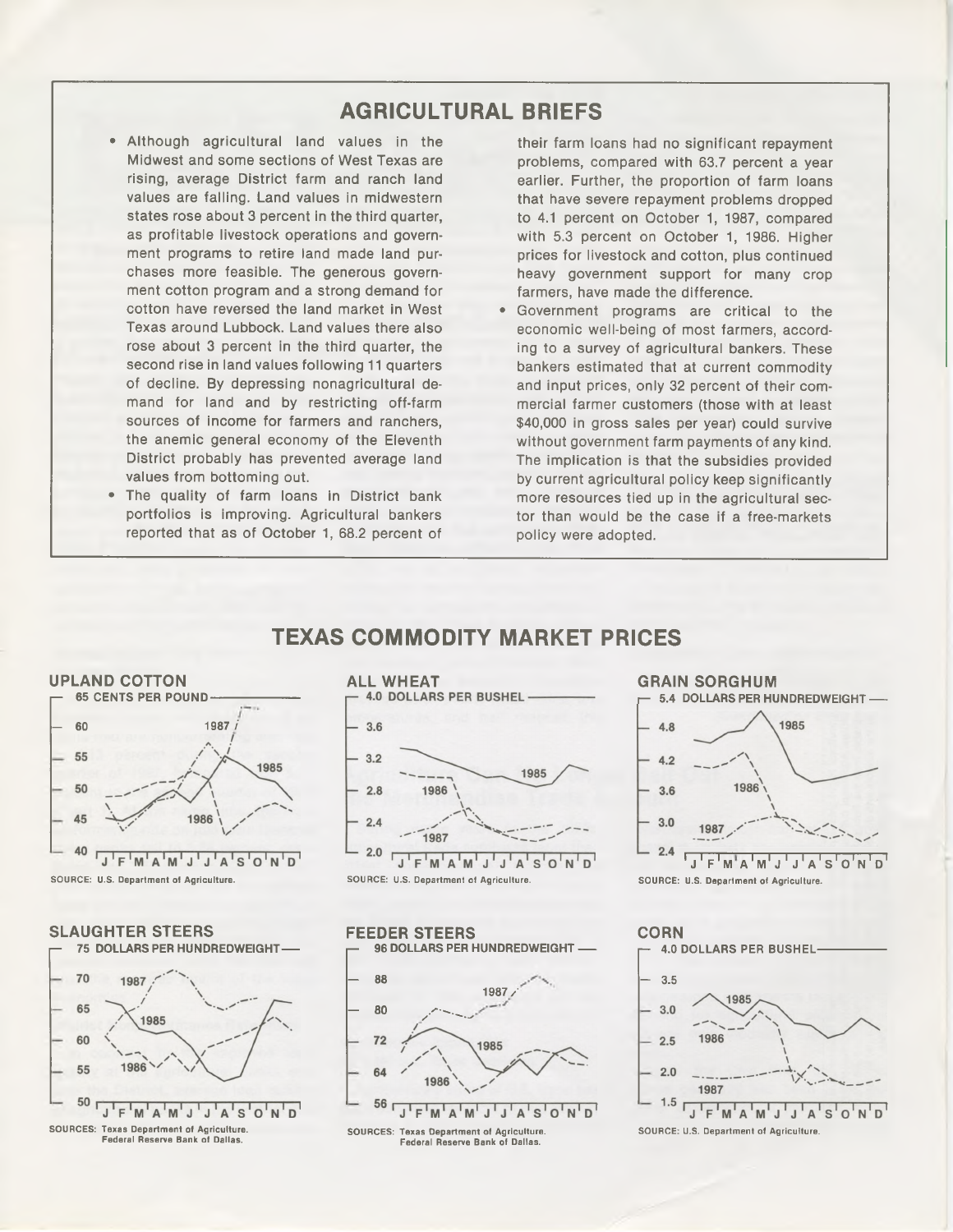## AGRICULTURAL BRIEFS

- Although agricultural land values in the Midwest and some sections of West Texas are rising, average District farm and ranch land values are falling. Land values in midwestern states rose about 3 percent in the third quarter, as profitable livestock operations and government programs to retire land made land purchases more feasible. The generous government cotton program and a strong demand for cotton have reversed the land market in West Texas around Lubbock. Land values there also rose about 3 percent in the third quarter, the second rise in land values following 11 quarters of decline. By depressing nonagricultural demand for land and by restricting off-farm sources of income for farmers and ranchers, the anemic general economy of the Eleventh District probably has prevented average land values from bottoming out.
- The quality of farm loans in District bank portfolios is improving. Agricultural bankers reported that as of October 1, 68.2 percent of their farm loans had no significant repayment problems, compared with 63.7 percent a year earlier. Further, the proportion of farm loans that have severe repayment problems dropped to 4.1 percent on October 1, 1987, compared with 5.3 percent on October 1, 1986. Higher prices for livestock and cotton, plus continued heavy government support for many crop farmers, have made the difference.
- Government programs are critical to the economic well-being of most farmers, according to a survey of agricultural bankers. These bankers estimated that at current commodity and input prices, only 32 percent of their commercial farmer customers (those with at least $40,000 in gross sales per year) could survive without government farm payments of any kind. The implication is that the subsidies provided by current agricultural policy keep significantly more resources tied up in the agricultural sector than would be the case if a free-markets policy were adopted.

## TEXAS COMMODITY MARKET PRICES

### UPLAND COTTON

65 CENTS PER POUND

SOURCE: U.S. Department of Agriculture.

### ALL WHEAT

4.0 DOLLARS PER BUSHEL

SOURCE: U.S. Department of Agriculture.

### GRAIN SORGHUM

5.4 DOLLARS PER HUNDREDWEIGHT

SOURCE: U.S. Department of Agriculture.

### SLAUGHTER STEERS

75 DOLLARS PER HUNDREDWEIGHT

SOURCES: Texas Department of Agriculture. Federal Reserve Bank of Dallas.

### FEEDER STEERS

96 DOLLARS PER HUNDREDWEIGHT

SOURCES: Texas Department of Agriculture. Federal Reserve Bank of Dallas.

### CORN

4.0 DOLLARS PER BUSHEL

SOURCE: U.S. Department of Agriculture.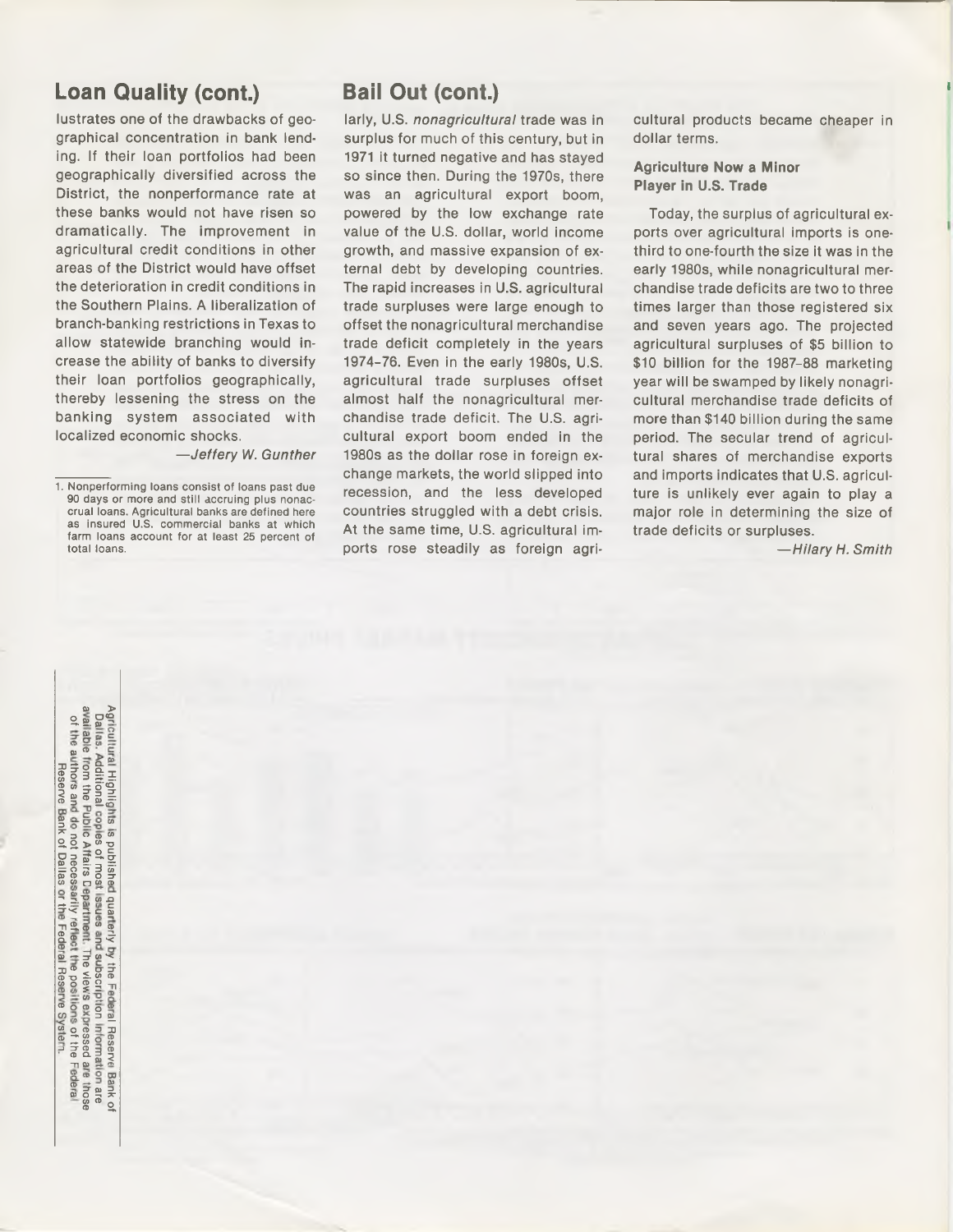## Loan Quality (cont.)

lustrates one of the drawbacks of geographical concentration in bank lending. If their loan portfolios had been geographically diversified across the District, the nonperformance rate at these banks would not have risen so dramatically. The improvement in agricultural credit conditions in other areas of the District would have offset the deterioration in credit conditions in the Southern Plains. A liberalization of branch-banking restrictions in Texas to allow statewide branching would increase the ability of banks to diversify their loan portfolios geographically, thereby lessening the stress on the banking system associated with localized economic shocks.

—*Jeffery W. Gunther*

1. Nonperforming loans consist of loans past due 90 days or more and still accruing plus nonaccrual loans. Agricultural banks are defined here as insured U.S. commercial banks at which farm loans account for at least 25 percent of total loans.

## Bail Out (cont.)

larly, U.S. *nonagricultural* trade was in surplus for much of this century, but in 1971 it turned negative and has stayed so since then. During the 1970s, there was an agricultural export boom, powered by the low exchange rate value of the U.S. dollar, world income growth, and massive expansion of external debt by developing countries. The rapid increases in U.S. agricultural trade surpluses were large enough to offset the nonagricultural merchandise trade deficit completely in the years 1974–76. Even in the early 1980s, U.S. agricultural trade surpluses offset almost half the nonagricultural merchandise trade deficit. The U.S. agricultural export boom ended in the 1980s as the dollar rose in foreign exchange markets, the world slipped into recession, and the less developed countries struggled with a debt crisis. At the same time, U.S. agricultural imports rose steadily as foreign agricultural products became cheaper in dollar terms.

### Agriculture Now a Minor Player in U.S. Trade

Today, the surplus of agricultural exports over agricultural imports is one-third to one-fourth the size it was in the early 1980s, while nonagricultural merchandise trade deficits are two to three times larger than those registered six and seven years ago. The projected agricultural surpluses of $5 billion to $10 billion for the 1987–88 marketing year will be swamped by likely nonagricultural merchandise trade deficits of more than $140 billion during the same period. The secular trend of agricultural shares of merchandise exports and imports indicates that U.S. agriculture is unlikely ever again to play a major role in determining the size of trade deficits or surpluses.

—*Hilary H. Smith*

Agricultural Highlights is published quarterly by the Federal Reserve Bank of Dallas. Additional copies of most issues and subscription information are available from the Public Affairs Department. The views expressed are those of the authors and do not necessarily reflect the positions of the Federal Reserve Bank of Dallas or the Federal Reserve System.